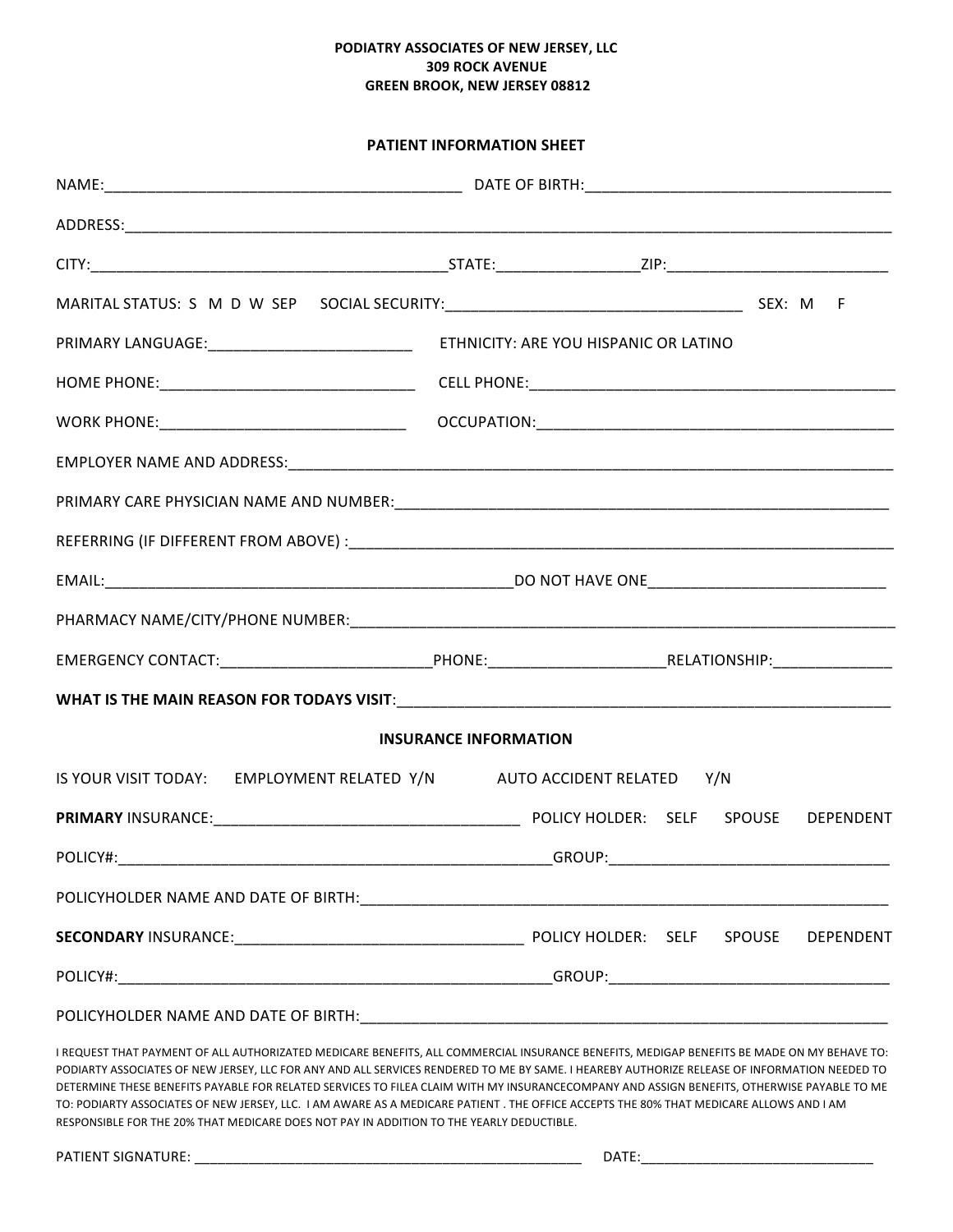**PODIATRY ASSOCIATES OF NEW JERSEY, LLC**
**309 ROCK AVENUE**
**GREEN BROOK, NEW JERSEY 08812**

**PATIENT INFORMATION SHEET**

NAME:___________________________________________ DATE OF BIRTH:_____________________________________

ADDRESS:______________________________________________________________________________________________

CITY:___________________________________________STATE:_________________ZIP:___________________________

MARITAL STATUS: S M D W SEP SOCIAL SECURITY:___________________________________ SEX: M F

PRIMARY LANGUAGE:_________________________ ETHNICITY: ARE YOU HISPANIC OR LATINO

HOME PHONE:_______________________________ CELL PHONE:_____________________________________________

WORK PHONE:______________________________ OCCUPATION:____________________________________________

EMPLOYER NAME AND ADDRESS:_____________________________________________________________________

PRIMARY CARE PHYSICIAN NAME AND NUMBER:______________________________________________________

REFERRING (IF DIFFERENT FROM ABOVE) :__________________________________________________________

EMAIL:__________________________________________________DO NOT HAVE ONE____________________________

PHARMACY NAME/CITY/PHONE NUMBER:___________________________________________________________

EMERGENCY CONTACT:_________________________PHONE:______________________RELATIONSHIP:______________

**WHAT IS THE MAIN REASON FOR TODAYS VISIT**:____________________________________________________

**INSURANCE INFORMATION**

IS YOUR VISIT TODAY: EMPLOYMENT RELATED Y/N AUTO ACCIDENT RELATED Y/N

**PRIMARY** INSURANCE:_____________________________________ POLICY HOLDER: SELF SPOUSE DEPENDENT

POLICY#:_____________________________________________________GROUP:_________________________________

POLICYHOLDER NAME AND DATE OF BIRTH:__________________________________________________________

**SECONDARY** INSURANCE:__________________________________ POLICY HOLDER: SELF SPOUSE DEPENDENT

POLICY#:_____________________________________________________GROUP:_________________________________

POLICYHOLDER NAME AND DATE OF BIRTH:__________________________________________________________

I REQUEST THAT PAYMENT OF ALL AUTHORIZATED MEDICARE BENEFITS, ALL COMMERCIAL INSURANCE BENEFITS, MEDIGAP BENEFITS BE MADE ON MY BEHAVE TO: PODIARTY ASSOCIATES OF NEW JERSEY, LLC FOR ANY AND ALL SERVICES RENDERED TO ME BY SAME. I HEAREBY AUTHORIZE RELEASE OF INFORMATION NEEDED TO DETERMINE THESE BENEFITS PAYABLE FOR RELATED SERVICES TO FILEA CLAIM WITH MY INSURANCECOMPANY AND ASSIGN BENEFITS, OTHERWISE PAYABLE TO ME TO: PODIARTY ASSOCIATES OF NEW JERSEY, LLC. I AM AWARE AS A MEDICARE PATIENT . THE OFFICE ACCEPTS THE 80% THAT MEDICARE ALLOWS AND I AM RESPONSIBLE FOR THE 20% THAT MEDICARE DOES NOT PAY IN ADDITION TO THE YEARLY DEDUCTIBLE.

PATIENT SIGNATURE: ____________________________________________________ DATE:______________________________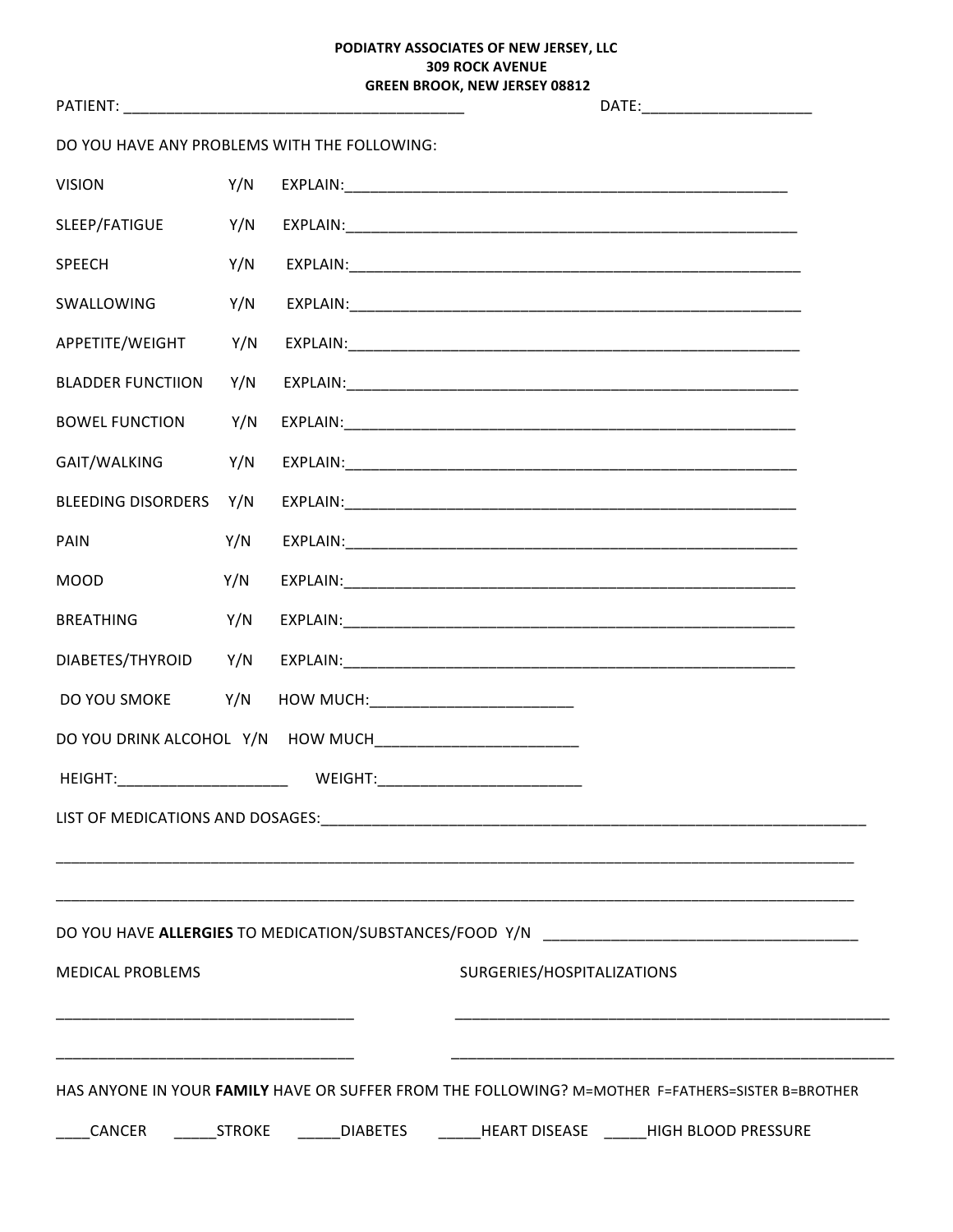**PODIATRY ASSOCIATES OF NEW JERSEY, LLC**
**309 ROCK AVENUE**
**GREEN BROOK, NEW JERSEY 08812**

PATIENT: ________________________________________ DATE:____________________

DO YOU HAVE ANY PROBLEMS WITH THE FOLLOWING:

VISION Y/N EXPLAIN:______________________________________________________

SLEEP/FATIGUE Y/N EXPLAIN:______________________________________________________

SPEECH Y/N EXPLAIN:______________________________________________________

SWALLOWING Y/N EXPLAIN:______________________________________________________

APPETITE/WEIGHT Y/N EXPLAIN:______________________________________________________

BLADDER FUNCTIION Y/N EXPLAIN:______________________________________________________

BOWEL FUNCTION Y/N EXPLAIN:______________________________________________________

GAIT/WALKING Y/N EXPLAIN:______________________________________________________

BLEEDING DISORDERS Y/N EXPLAIN:______________________________________________________

PAIN Y/N EXPLAIN:______________________________________________________

MOOD Y/N EXPLAIN:______________________________________________________

BREATHING Y/N EXPLAIN:______________________________________________________

DIABETES/THYROID Y/N EXPLAIN:______________________________________________________

DO YOU SMOKE Y/N HOW MUCH:________________________

DO YOU DRINK ALCOHOL Y/N HOW MUCH________________________

HEIGHT:____________________ WEIGHT:________________________

LIST OF MEDICATIONS AND DOSAGES:_____________________________________________________________________

_____________________________________________________________________________________________________

_____________________________________________________________________________________________________

DO YOU HAVE **ALLERGIES** TO MEDICATION/SUBSTANCES/FOOD Y/N ______________________________________

MEDICAL PROBLEMS

___________________________________

___________________________________

SURGERIES/HOSPITALIZATIONS

___________________________________________________

___________________________________________________

HAS ANYONE IN YOUR **FAMILY** HAVE OR SUFFER FROM THE FOLLOWING? M=MOTHER F=FATHERS=SISTER B=BROTHER

____CANCER _____STROKE _____DIABETES _____HEART DISEASE _____HIGH BLOOD PRESSURE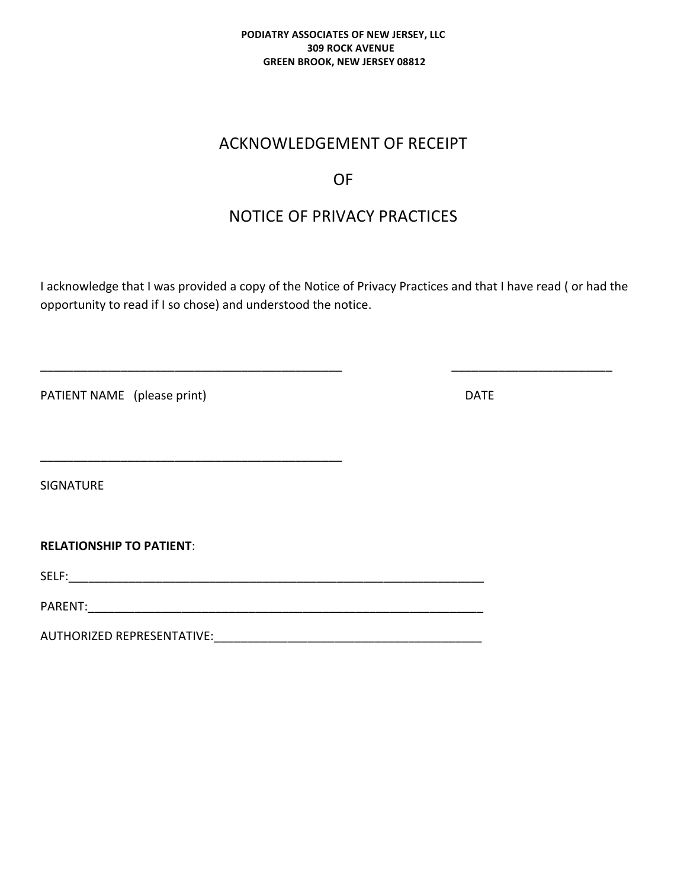**PODIATRY ASSOCIATES OF NEW JERSEY, LLC**
**309 ROCK AVENUE**
**GREEN BROOK, NEW JERSEY 08812**

# ACKNOWLEDGEMENT OF RECEIPT

# OF

# NOTICE OF PRIVACY PRACTICES

I acknowledge that I was provided a copy of the Notice of Privacy Practices and that I have read ( or had the opportunity to read if I so chose) and understood the notice.

_______________________________________________ ________________________

PATIENT NAME (please print) DATE

_______________________________________________

SIGNATURE

**RELATIONSHIP TO PATIENT**:

SELF:_________________________________________________________________

PARENT:_______________________________________________________________

AUTHORIZED REPRESENTATIVE:__________________________________________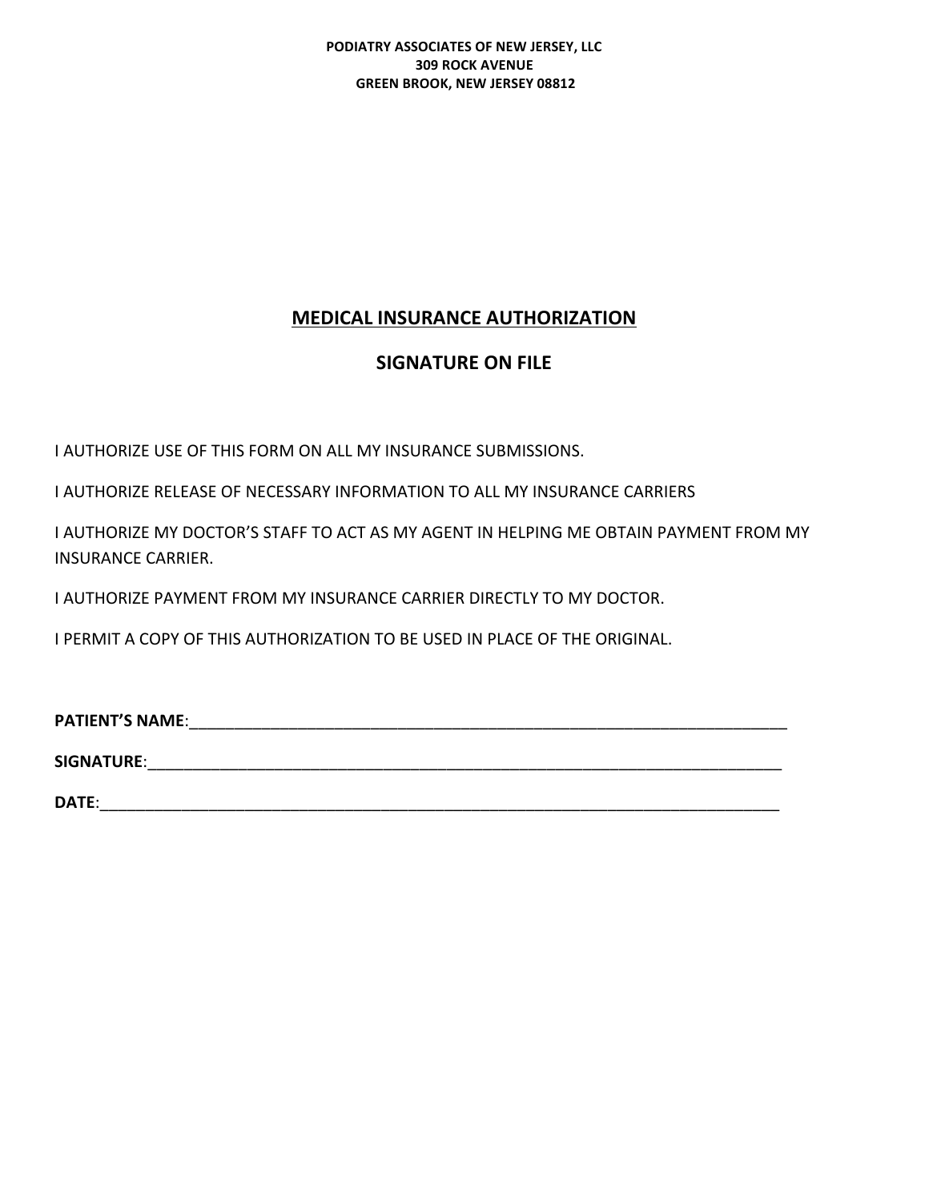**PODIATRY ASSOCIATES OF NEW JERSEY, LLC**
**309 ROCK AVENUE**
**GREEN BROOK, NEW JERSEY 08812**

# MEDICAL INSURANCE AUTHORIZATION

## SIGNATURE ON FILE

I AUTHORIZE USE OF THIS FORM ON ALL MY INSURANCE SUBMISSIONS.

I AUTHORIZE RELEASE OF NECESSARY INFORMATION TO ALL MY INSURANCE CARRIERS

I AUTHORIZE MY DOCTOR'S STAFF TO ACT AS MY AGENT IN HELPING ME OBTAIN PAYMENT FROM MY INSURANCE CARRIER.

I AUTHORIZE PAYMENT FROM MY INSURANCE CARRIER DIRECTLY TO MY DOCTOR.

I PERMIT A COPY OF THIS AUTHORIZATION TO BE USED IN PLACE OF THE ORIGINAL.

**PATIENT'S NAME**:_______________________________________________________________________

**SIGNATURE**:___________________________________________________________________________

**DATE**:________________________________________________________________________________